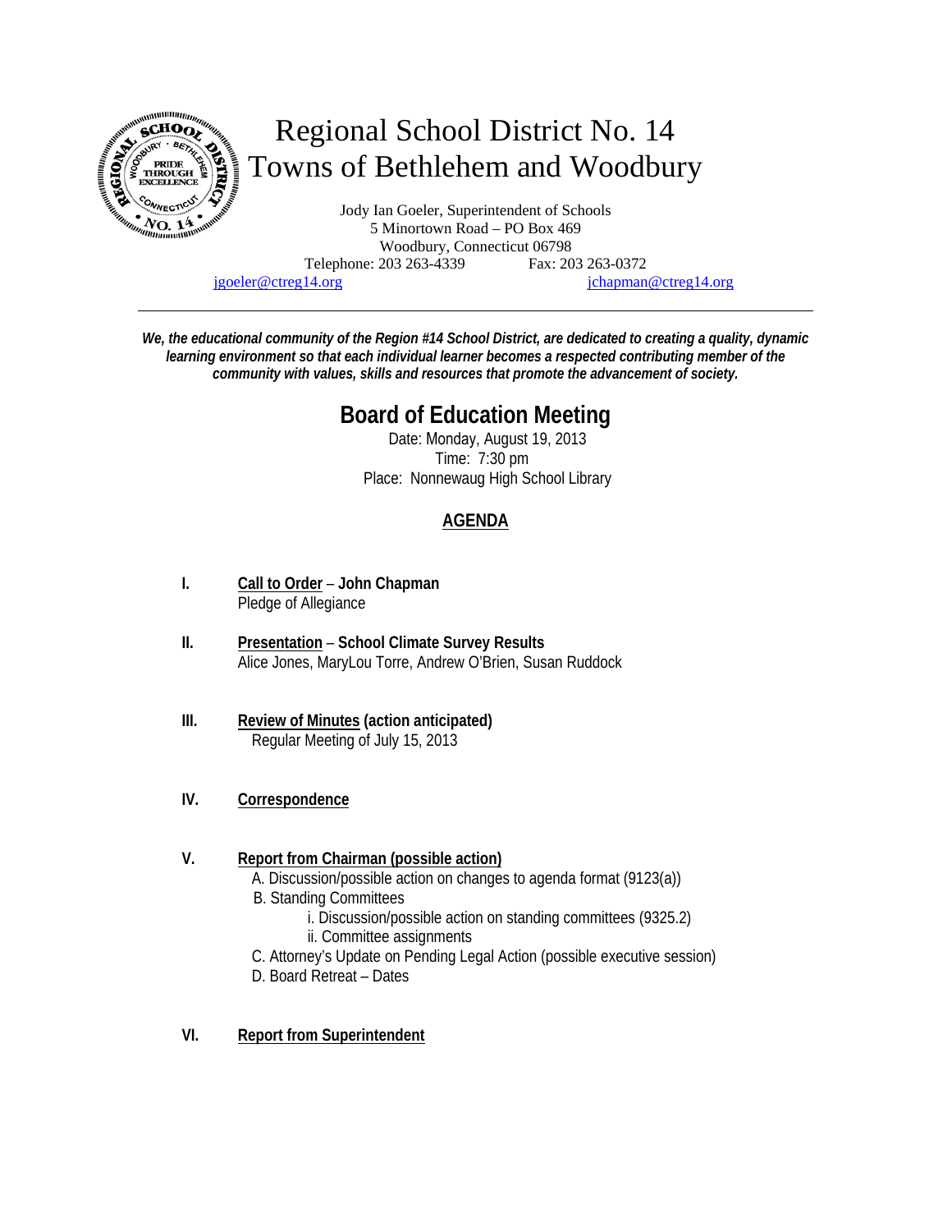# Regional School District No. 14
# Towns of Bethlehem and Woodbury

Jody Ian Goeler, Superintendent of Schools
5 Minortown Road – PO Box 469
Woodbury, Connecticut 06798
Telephone: 203 263-4339 Fax: 203 263-0372
jgoeler@ctreg14.org jchapman@ctreg14.org

---

***We, the educational community of the Region #14 School District, are dedicated to creating a quality, dynamic learning environment so that each individual learner becomes a respected contributing member of the community with values, skills and resources that promote the advancement of society.***

## Board of Education Meeting

Date: Monday, August 19, 2013
Time: 7:30 pm
Place: Nonnewaug High School Library

### AGENDA

**I.** **Call to Order** – **John Chapman**
Pledge of Allegiance

**II.** **Presentation** – **School Climate Survey Results**
Alice Jones, MaryLou Torre, Andrew O'Brien, Susan Ruddock

**III.** **Review of Minutes (action anticipated)**
Regular Meeting of July 15, 2013

**IV.** **Correspondence**

**V.** **Report from Chairman (possible action)**

A. Discussion/possible action on changes to agenda format (9123(a))
B. Standing Committees
  i. Discussion/possible action on standing committees (9325.2)
  ii. Committee assignments
C. Attorney's Update on Pending Legal Action (possible executive session)
D. Board Retreat – Dates

**VI.** **Report from Superintendent**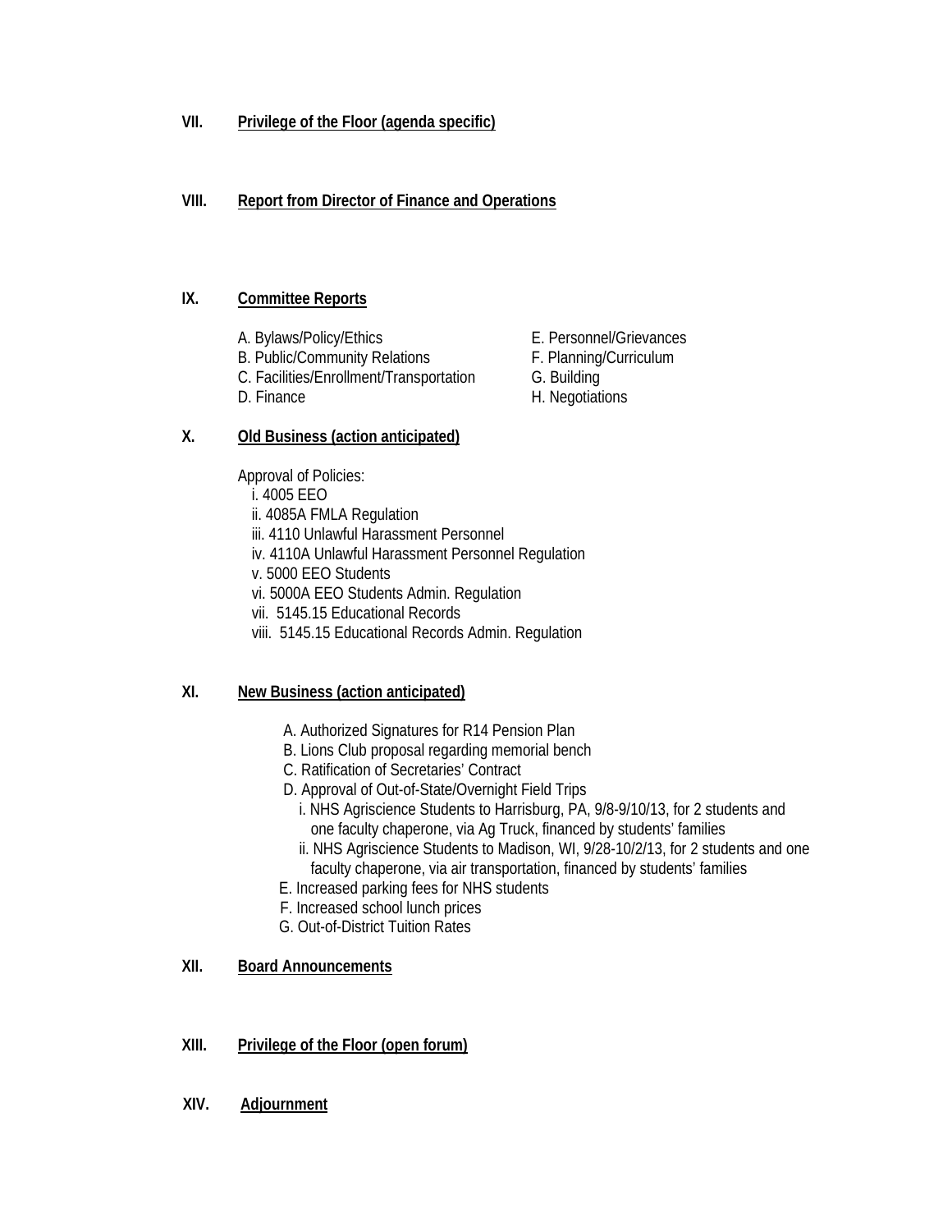**VII. Privilege of the Floor (agenda specific)**

**VIII. Report from Director of Finance and Operations**

**IX. Committee Reports**

A. Bylaws/Policy/Ethics
B. Public/Community Relations
C. Facilities/Enrollment/Transportation
D. Finance
E. Personnel/Grievances
F. Planning/Curriculum
G. Building
H. Negotiations

**X. Old Business (action anticipated)**

Approval of Policies:
- i. 4005 EEO
- ii. 4085A FMLA Regulation
- iii. 4110 Unlawful Harassment Personnel
- iv. 4110A Unlawful Harassment Personnel Regulation
- v. 5000 EEO Students
- vi. 5000A EEO Students Admin. Regulation
- vii. 5145.15 Educational Records
- viii. 5145.15 Educational Records Admin. Regulation

**XI. New Business (action anticipated)**

A. Authorized Signatures for R14 Pension Plan
B. Lions Club proposal regarding memorial bench
C. Ratification of Secretaries' Contract
D. Approval of Out-of-State/Overnight Field Trips
- i. NHS Agriscience Students to Harrisburg, PA, 9/8-9/10/13, for 2 students and one faculty chaperone, via Ag Truck, financed by students' families
- ii. NHS Agriscience Students to Madison, WI, 9/28-10/2/13, for 2 students and one faculty chaperone, via air transportation, financed by students' families

E. Increased parking fees for NHS students
F. Increased school lunch prices
G. Out-of-District Tuition Rates

**XII. Board Announcements**

**XIII. Privilege of the Floor (open forum)**

**XIV. Adjournment**